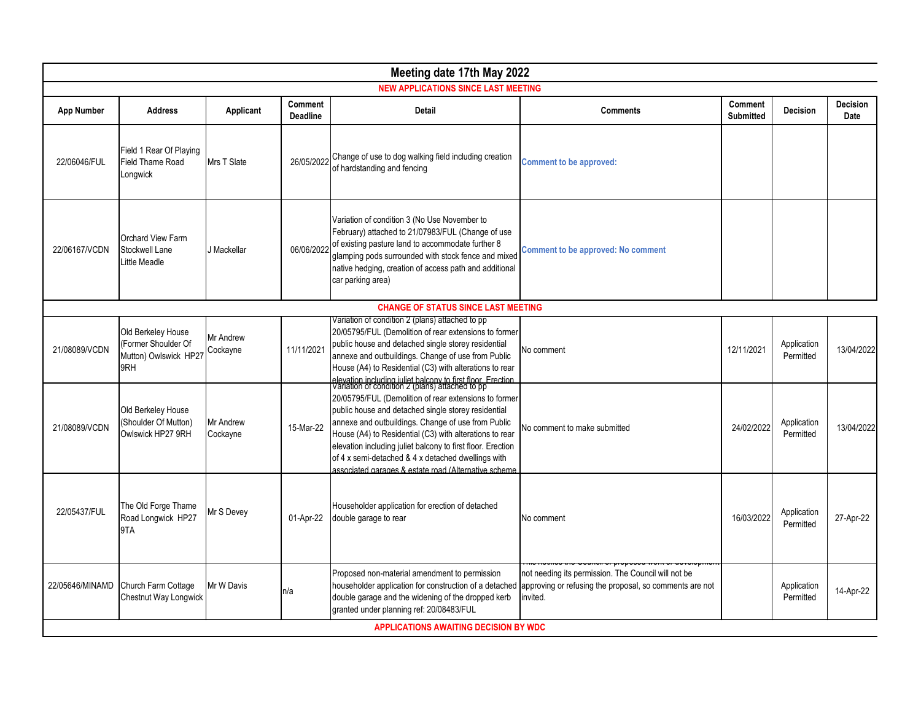# Meeting date 17th May 2022

## NEW APPLICATIONS SINCE LAST MEETING

| App Number | Address | Applicant | Comment Deadline | Detail | Comments | Comment Submitted | Decision | Decision Date |
|---|---|---|---|---|---|---|---|---|
| 22/06046/FUL | Field 1 Rear Of Playing Field Thame Road Longwick | Mrs T Slate | 26/05/2022 | Change of use to dog walking field including creation of hardstanding and fencing | **Comment to be approved:** | | | |
| 22/06167/VCDN | Orchard View Farm Stockwell Lane Little Meadle | J Mackellar | 06/06/2022 | Variation of condition 3 (No Use November to February) attached to 21/07983/FUL (Change of use of existing pasture land to accommodate further 8 glamping pods surrounded with stock fence and mixed native hedging, creation of access path and additional car parking area) | **Comment to be approved: No comment** | | | |
| **CHANGE OF STATUS SINCE LAST MEETING** | | | | | | | | |
| 21/08089/VCDN | Old Berkeley House (Former Shoulder Of Mutton) Owlswick HP27 9RH | Mr Andrew Cockayne | 11/11/2021 | Variation of condition 2 (plans) attached to pp 20/05795/FUL (Demolition of rear extensions to former public house and detached single storey residential annexe and outbuildings. Change of use from Public House (A4) to Residential (C3) with alterations to rear elevation including juliet balcony to first floor. Erection | No comment | 12/11/2021 | Application Permitted | 13/04/2022 |
| 21/08089/VCDN | Old Berkeley House (Shoulder Of Mutton) Owlswick HP27 9RH | Mr Andrew Cockayne | 15-Mar-22 | Variation of condition 2 (plans) attached to pp 20/05795/FUL (Demolition of rear extensions to former public house and detached single storey residential annexe and outbuildings. Change of use from Public House (A4) to Residential (C3) with alterations to rear elevation including juliet balcony to first floor. Erection of 4 x semi-detached & 4 x detached dwellings with associated garages & estate road (Alternative scheme | No comment to make submitted | 24/02/2022 | Application Permitted | 13/04/2022 |
| 22/05437/FUL | The Old Forge Thame Road Longwick HP27 9TA | Mr S Devey | 01-Apr-22 | Householder application for erection of detached double garage to rear | No comment | 16/03/2022 | Application Permitted | 27-Apr-22 |
| 22/05646/MINAMD | Church Farm Cottage Chestnut Way Longwick | Mr W Davis | n/a | Proposed non-material amendment to permission householder application for construction of a detached double garage and the widening of the dropped kerb granted under planning ref: 20/08483/FUL | This notifies the Council of proposed work or development not needing its permission. The Council will not be approving or refusing the proposal, so comments are not invited. | | Application Permitted | 14-Apr-22 |
| **APPLICATIONS AWAITING DECISION BY WDC** | | | | | | | | |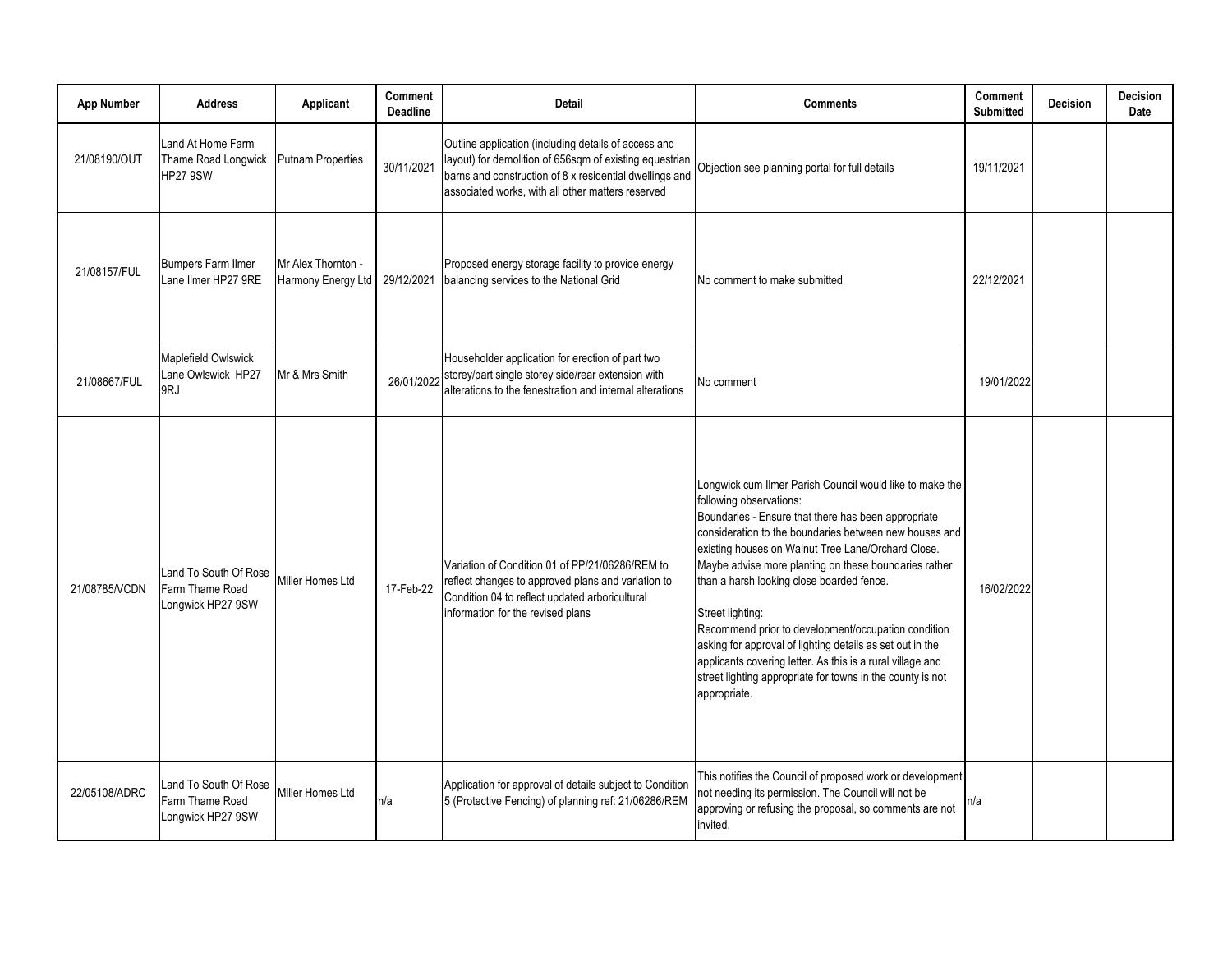| App Number | Address | Applicant | Comment Deadline | Detail | Comments | Comment Submitted | Decision | Decision Date |
|---|---|---|---|---|---|---|---|---|
| 21/08190/OUT | Land At Home Farm Thame Road Longwick HP27 9SW | Putnam Properties | 30/11/2021 | Outline application (including details of access and layout) for demolition of 656sqm of existing equestrian barns and construction of 8 x residential dwellings and associated works, with all other matters reserved | Objection see planning portal for full details | 19/11/2021 | | |
| 21/08157/FUL | Bumpers Farm Ilmer Lane Ilmer HP27 9RE | Mr Alex Thornton - Harmony Energy Ltd | 29/12/2021 | Proposed energy storage facility to provide energy balancing services to the National Grid | No comment to make submitted | 22/12/2021 | | |
| 21/08667/FUL | Maplefield Owlswick Lane Owlswick HP27 9RJ | Mr & Mrs Smith | 26/01/2022 | Householder application for erection of part two storey/part single storey side/rear extension with alterations to the fenestration and internal alterations | No comment | 19/01/2022 | | |
| 21/08785/VCDN | Land To South Of Rose Farm Thame Road Longwick HP27 9SW | Miller Homes Ltd | 17-Feb-22 | Variation of Condition 01 of PP/21/06286/REM to reflect changes to approved plans and variation to Condition 04 to reflect updated arboricultural information for the revised plans | Longwick cum Ilmer Parish Council would like to make the following observations:<br>Boundaries - Ensure that there has been appropriate consideration to the boundaries between new houses and existing houses on Walnut Tree Lane/Orchard Close. Maybe advise more planting on these boundaries rather than a harsh looking close boarded fence.<br><br>Street lighting:<br>Recommend prior to development/occupation condition asking for approval of lighting details as set out in the applicants covering letter. As this is a rural village and street lighting appropriate for towns in the county is not appropriate. | 16/02/2022 | | |
| 22/05108/ADRC | Land To South Of Rose Farm Thame Road Longwick HP27 9SW | Miller Homes Ltd | n/a | Application for approval of details subject to Condition 5 (Protective Fencing) of planning ref: 21/06286/REM | This notifies the Council of proposed work or development not needing its permission. The Council will not be approving or refusing the proposal, so comments are not invited. | n/a | | |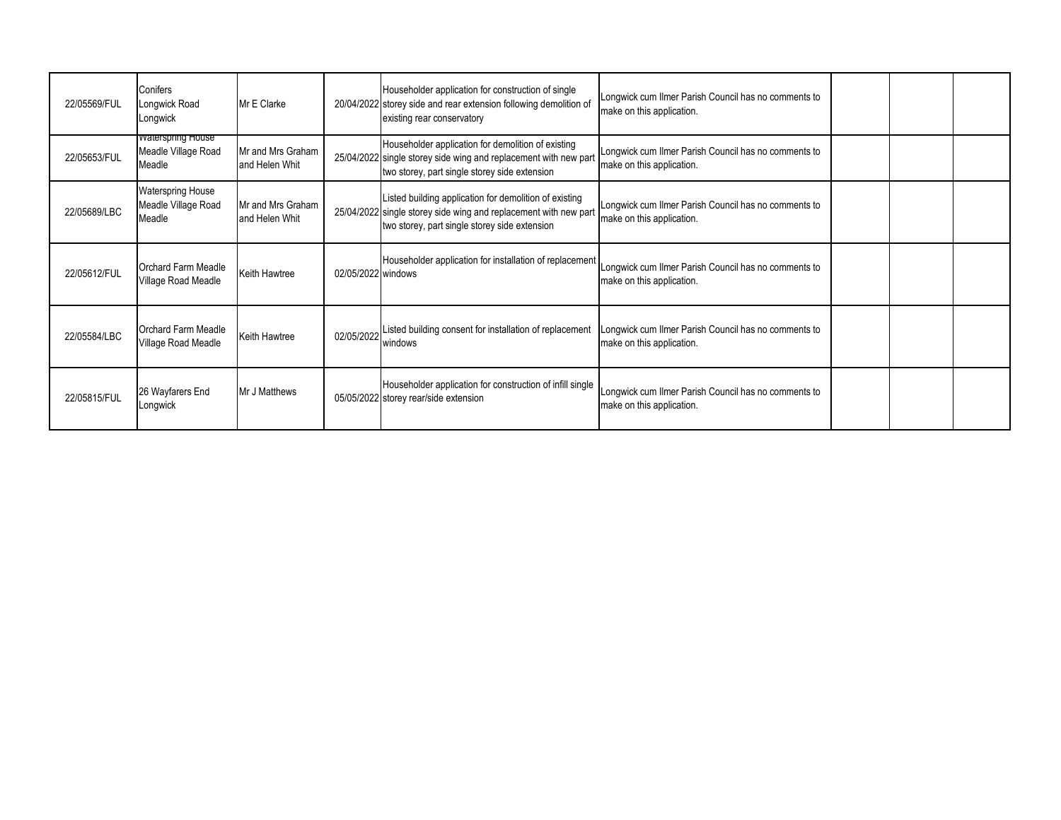| | | | | | | | | |
|---|---|---|---|---|---|---|---|---|
| 22/05569/FUL | Conifers Longwick Road Longwick | Mr E Clarke | 20/04/2022 | Householder application for construction of single storey side and rear extension following demolition of existing rear conservatory | Longwick cum Ilmer Parish Council has no comments to make on this application. | | | |
| 22/05653/FUL | Waterspring House Meadle Village Road Meadle | Mr and Mrs Graham and Helen Whit | 25/04/2022 | Householder application for demolition of existing single storey side wing and replacement with new part two storey, part single storey side extension | Longwick cum Ilmer Parish Council has no comments to make on this application. | | | |
| 22/05689/LBC | Waterspring House Meadle Village Road Meadle | Mr and Mrs Graham and Helen Whit | 25/04/2022 | Listed building application for demolition of existing single storey side wing and replacement with new part two storey, part single storey side extension | Longwick cum Ilmer Parish Council has no comments to make on this application. | | | |
| 22/05612/FUL | Orchard Farm Meadle Village Road Meadle | Keith Hawtree | 02/05/2022 | Householder application for installation of replacement windows | Longwick cum Ilmer Parish Council has no comments to make on this application. | | | |
| 22/05584/LBC | Orchard Farm Meadle Village Road Meadle | Keith Hawtree | 02/05/2022 | Listed building consent for installation of replacement windows | Longwick cum Ilmer Parish Council has no comments to make on this application. | | | |
| 22/05815/FUL | 26 Wayfarers End Longwick | Mr J Matthews | 05/05/2022 | Householder application for construction of infill single storey rear/side extension | Longwick cum Ilmer Parish Council has no comments to make on this application. | | | |